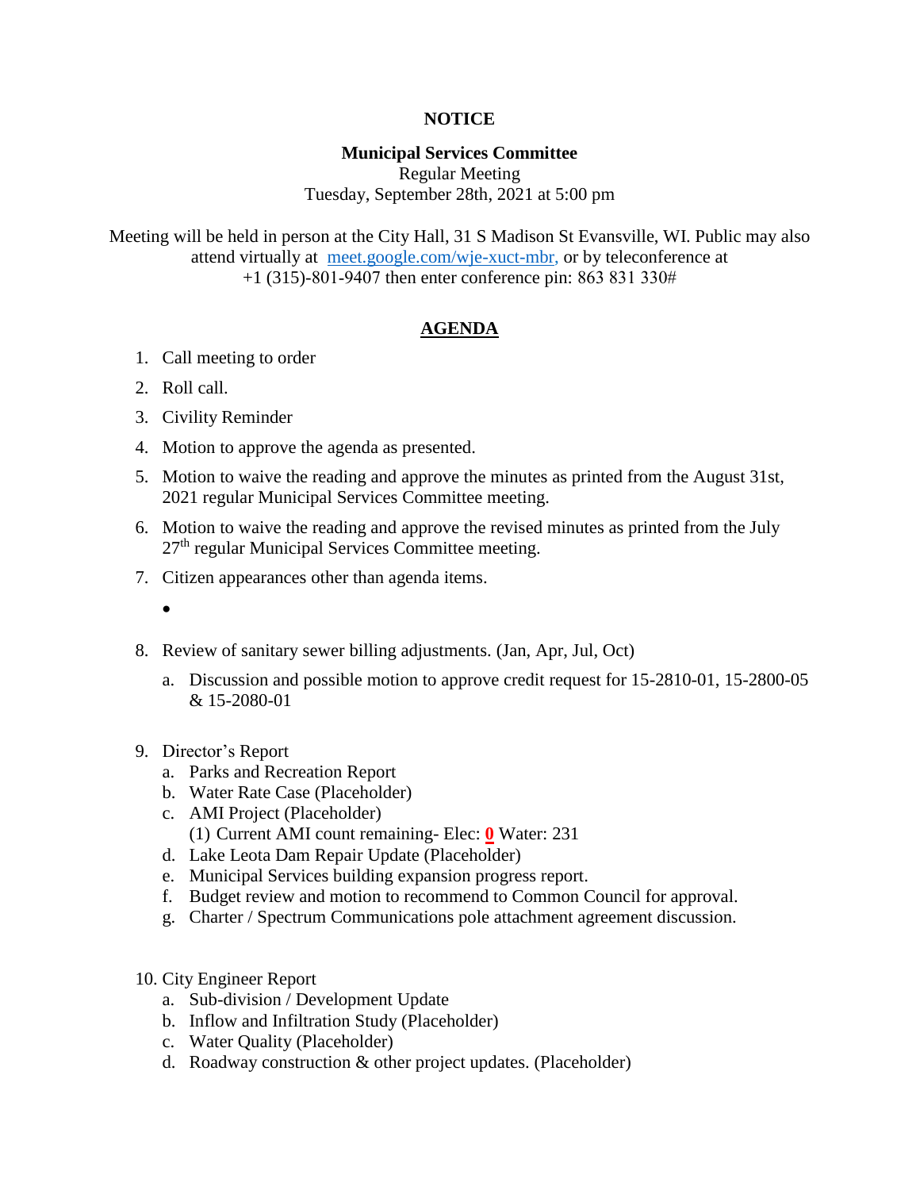**NOTICE**

**Municipal Services Committee**

Regular Meeting

Tuesday, September 28th, 2021 at 5:00 pm

Meeting will be held in person at the City Hall, 31 S Madison St Evansville, WI. Public may also attend virtually at meet.google.com/wje-xuct-mbr, or by teleconference at +1 (315)-801-9407 then enter conference pin: 863 831 330#

**AGENDA**

1. Call meeting to order
2. Roll call.
3. Civility Reminder
4. Motion to approve the agenda as presented.
5. Motion to waive the reading and approve the minutes as printed from the August 31st, 2021 regular Municipal Services Committee meeting.
6. Motion to waive the reading and approve the revised minutes as printed from the July 27th regular Municipal Services Committee meeting.
7. Citizen appearances other than agenda items.
   - 
8. Review of sanitary sewer billing adjustments. (Jan, Apr, Jul, Oct)
   a. Discussion and possible motion to approve credit request for 15-2810-01, 15-2800-05 & 15-2080-01
9. Director's Report
   a. Parks and Recreation Report
   b. Water Rate Case (Placeholder)
   c. AMI Project (Placeholder)
      (1) Current AMI count remaining- Elec: **0** Water: 231
   d. Lake Leota Dam Repair Update (Placeholder)
   e. Municipal Services building expansion progress report.
   f. Budget review and motion to recommend to Common Council for approval.
   g. Charter / Spectrum Communications pole attachment agreement discussion.
10. City Engineer Report
   a. Sub-division / Development Update
   b. Inflow and Infiltration Study (Placeholder)
   c. Water Quality (Placeholder)
   d. Roadway construction & other project updates. (Placeholder)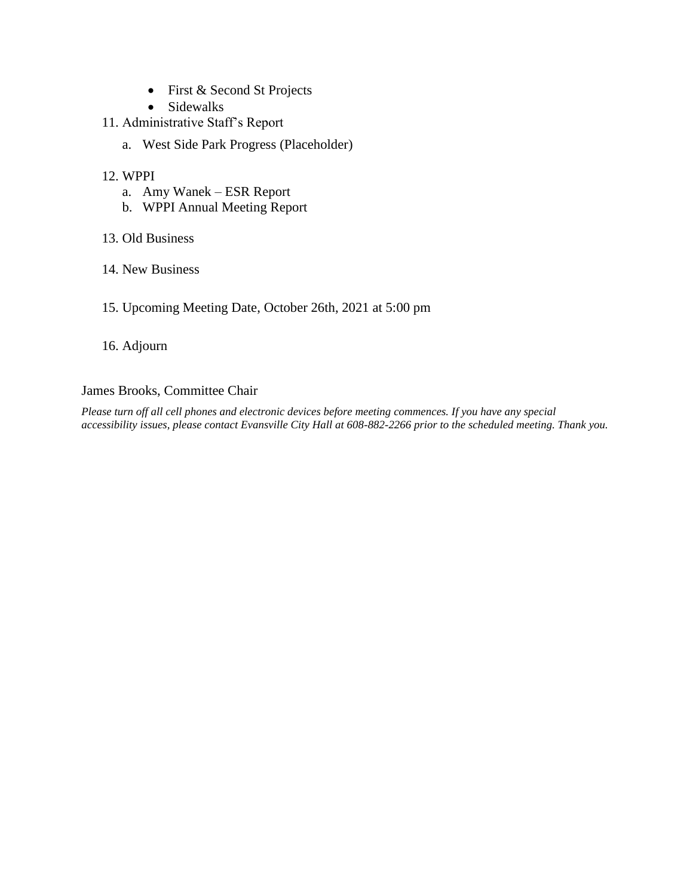- First & Second St Projects
- Sidewalks

11. Administrative Staff's Report
    a. West Side Park Progress (Placeholder)

12. WPPI
    a. Amy Wanek – ESR Report
    b. WPPI Annual Meeting Report

13. Old Business

14. New Business

15. Upcoming Meeting Date, October 26th, 2021 at 5:00 pm

16. Adjourn

James Brooks, Committee Chair

*Please turn off all cell phones and electronic devices before meeting commences. If you have any special accessibility issues, please contact Evansville City Hall at 608-882-2266 prior to the scheduled meeting. Thank you.*